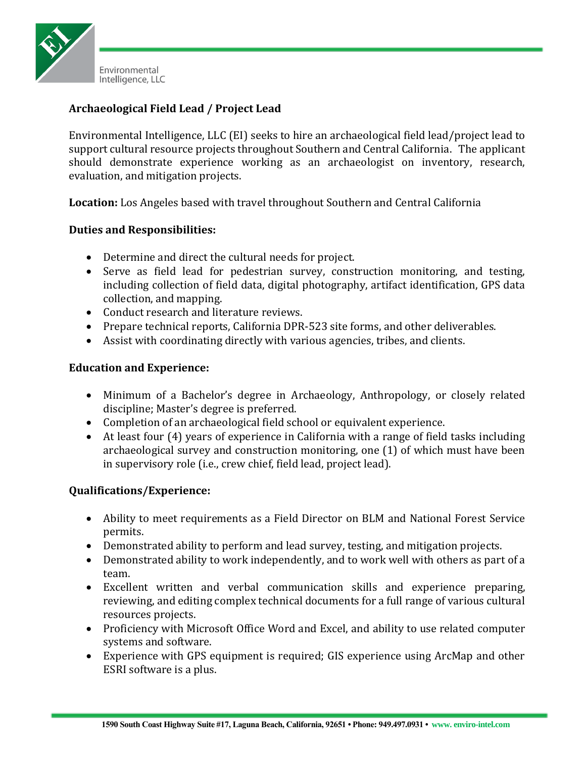Environmental Intelligence, LLC

## Archaeological Field Lead / Project Lead

Environmental Intelligence, LLC (EI) seeks to hire an archaeological field lead/project lead to support cultural resource projects throughout Southern and Central California. The applicant should demonstrate experience working as an archaeologist on inventory, research, evaluation, and mitigation projects.

**Location:** Los Angeles based with travel throughout Southern and Central California

### Duties and Responsibilities:

- Determine and direct the cultural needs for project.
- Serve as field lead for pedestrian survey, construction monitoring, and testing, including collection of field data, digital photography, artifact identification, GPS data collection, and mapping.
- Conduct research and literature reviews.
- Prepare technical reports, California DPR-523 site forms, and other deliverables.
- Assist with coordinating directly with various agencies, tribes, and clients.

### Education and Experience:

- Minimum of a Bachelor's degree in Archaeology, Anthropology, or closely related discipline; Master's degree is preferred.
- Completion of an archaeological field school or equivalent experience.
- At least four (4) years of experience in California with a range of field tasks including archaeological survey and construction monitoring, one (1) of which must have been in supervisory role (i.e., crew chief, field lead, project lead).

### Qualifications/Experience:

- Ability to meet requirements as a Field Director on BLM and National Forest Service permits.
- Demonstrated ability to perform and lead survey, testing, and mitigation projects.
- Demonstrated ability to work independently, and to work well with others as part of a team.
- Excellent written and verbal communication skills and experience preparing, reviewing, and editing complex technical documents for a full range of various cultural resources projects.
- Proficiency with Microsoft Office Word and Excel, and ability to use related computer systems and software.
- Experience with GPS equipment is required; GIS experience using ArcMap and other ESRI software is a plus.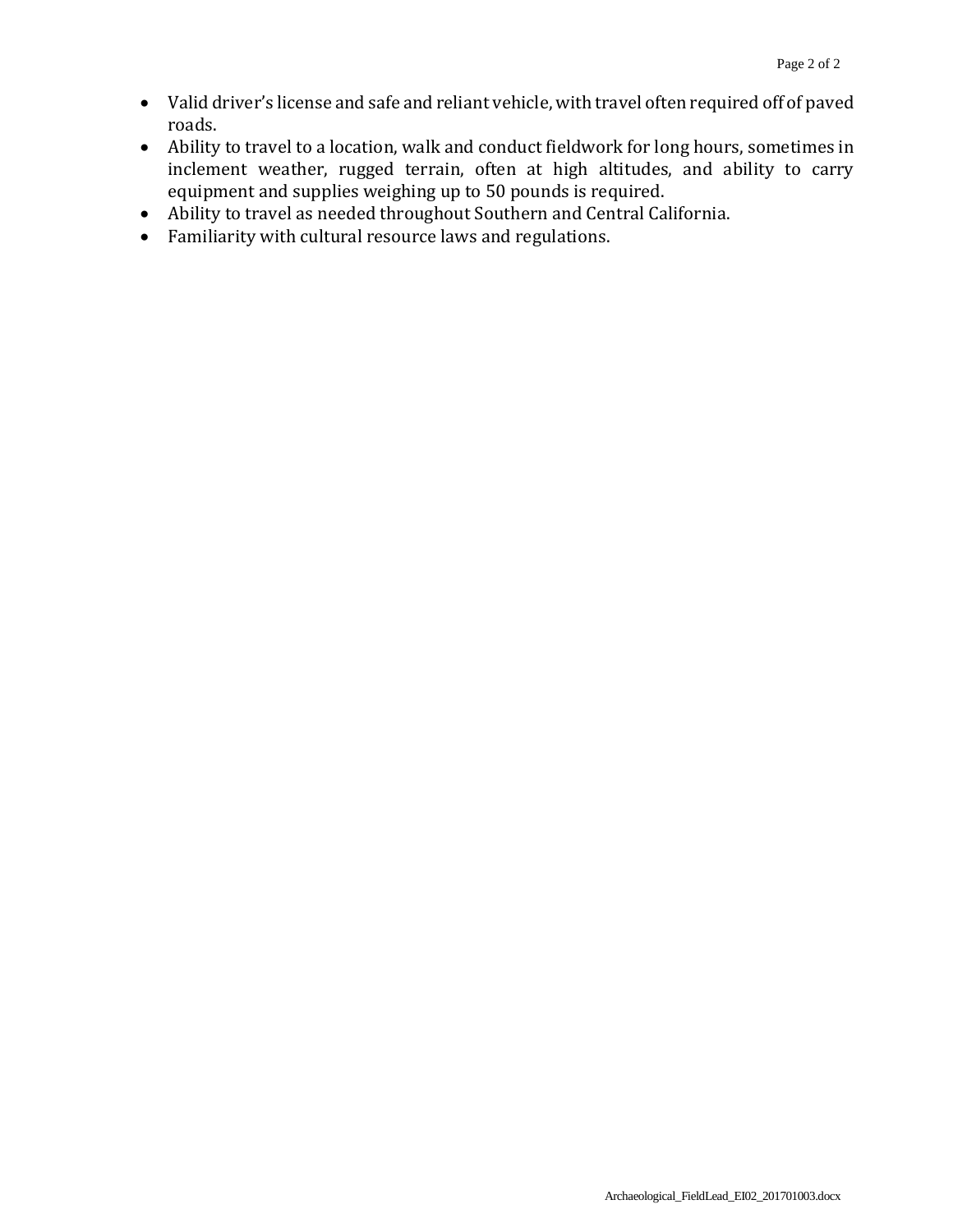- Valid driver's license and safe and reliant vehicle, with travel often required off of paved roads.
- Ability to travel to a location, walk and conduct fieldwork for long hours, sometimes in inclement weather, rugged terrain, often at high altitudes, and ability to carry equipment and supplies weighing up to 50 pounds is required.
- Ability to travel as needed throughout Southern and Central California.
- Familiarity with cultural resource laws and regulations.